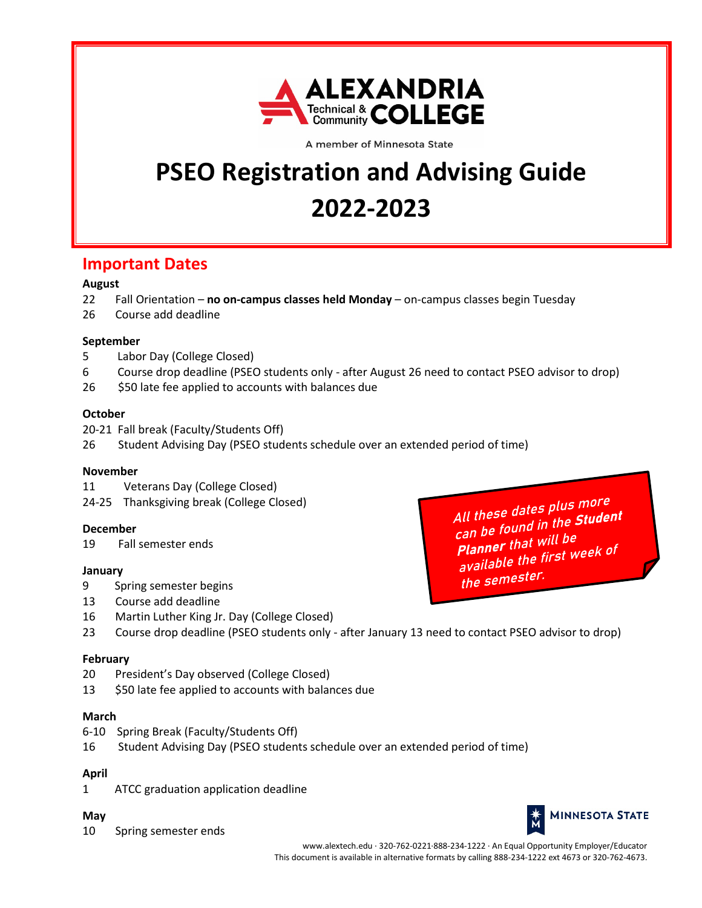ALEXANDRIA Technical & Community COLLEGE

A member of Minnesota State

# PSEO Registration and Advising Guide 2022-2023

## Important Dates

**August**

22 Fall Orientation – **no on-campus classes held Monday** – on-campus classes begin Tuesday
26 Course add deadline

**September**

5 Labor Day (College Closed)
6 Course drop deadline (PSEO students only - after August 26 need to contact PSEO advisor to drop)
26 $50 late fee applied to accounts with balances due

**October**

20-21 Fall break (Faculty/Students Off)
26 Student Advising Day (PSEO students schedule over an extended period of time)

**November**

11 Veterans Day (College Closed)
24-25 Thanksgiving break (College Closed)

**December**

19 Fall semester ends

**January**

9 Spring semester begins
13 Course add deadline
16 Martin Luther King Jr. Day (College Closed)
23 Course drop deadline (PSEO students only - after January 13 need to contact PSEO advisor to drop)

**February**

20 President's Day observed (College Closed)
13 $50 late fee applied to accounts with balances due

**March**

6-10 Spring Break (Faculty/Students Off)
16 Student Advising Day (PSEO students schedule over an extended period of time)

**April**

1 ATCC graduation application deadline

**May**

10 Spring semester ends

*All these dates plus more can be found in the **Student Planner** that will be available the first week of the semester.*

MINNESOTA STATE

www.alextech.edu · 320-762-0221·888-234-1222 · An Equal Opportunity Employer/Educator
This document is available in alternative formats by calling 888-234-1222 ext 4673 or 320-762-4673.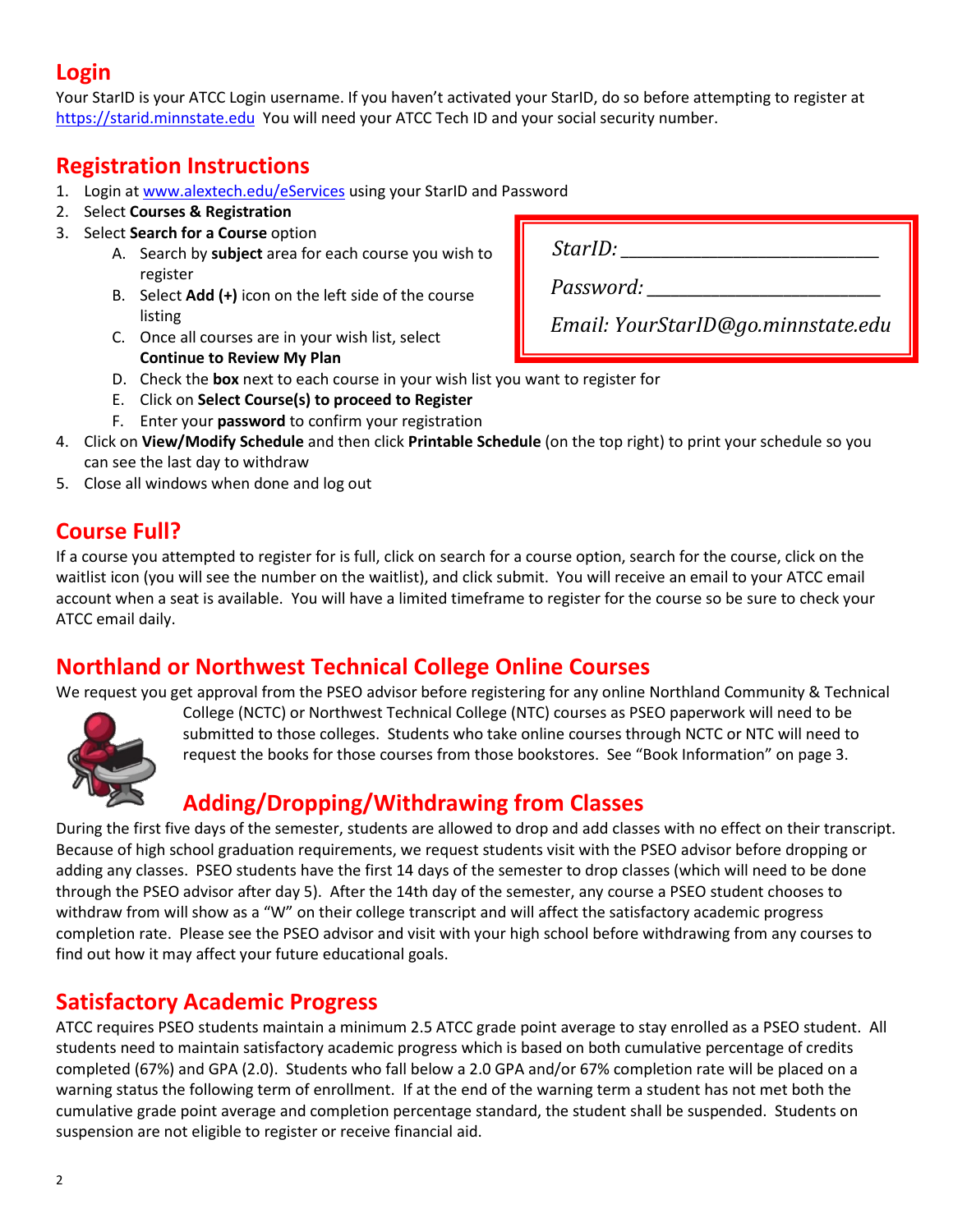## Login

Your StarID is your ATCC Login username. If you haven't activated your StarID, do so before attempting to register at https://starid.minnstate.edu You will need your ATCC Tech ID and your social security number.

## Registration Instructions

1. Login at www.alextech.edu/eServices using your StarID and Password
2. Select **Courses & Registration**
3. Select **Search for a Course** option
   - A. Search by **subject** area for each course you wish to register
   - B. Select **Add (+)** icon on the left side of the course listing
   - C. Once all courses are in your wish list, select **Continue to Review My Plan**
   - D. Check the **box** next to each course in your wish list you want to register for
   - E. Click on **Select Course(s) to proceed to Register**
   - F. Enter your **password** to confirm your registration
4. Click on **View/Modify Schedule** and then click **Printable Schedule** (on the top right) to print your schedule so you can see the last day to withdraw
5. Close all windows when done and log out

*StarID:* ____________________________

*Password:* __________________________

*Email: YourStarID@go.minnstate.edu*

## Course Full?

If a course you attempted to register for is full, click on search for a course option, search for the course, click on the waitlist icon (you will see the number on the waitlist), and click submit. You will receive an email to your ATCC email account when a seat is available. You will have a limited timeframe to register for the course so be sure to check your ATCC email daily.

## Northland or Northwest Technical College Online Courses

We request you get approval from the PSEO advisor before registering for any online Northland Community & Technical College (NCTC) or Northwest Technical College (NTC) courses as PSEO paperwork will need to be submitted to those colleges. Students who take online courses through NCTC or NTC will need to request the books for those courses from those bookstores. See "Book Information" on page 3.

## Adding/Dropping/Withdrawing from Classes

During the first five days of the semester, students are allowed to drop and add classes with no effect on their transcript. Because of high school graduation requirements, we request students visit with the PSEO advisor before dropping or adding any classes. PSEO students have the first 14 days of the semester to drop classes (which will need to be done through the PSEO advisor after day 5). After the 14th day of the semester, any course a PSEO student chooses to withdraw from will show as a "W" on their college transcript and will affect the satisfactory academic progress completion rate. Please see the PSEO advisor and visit with your high school before withdrawing from any courses to find out how it may affect your future educational goals.

## Satisfactory Academic Progress

ATCC requires PSEO students maintain a minimum 2.5 ATCC grade point average to stay enrolled as a PSEO student. All students need to maintain satisfactory academic progress which is based on both cumulative percentage of credits completed (67%) and GPA (2.0). Students who fall below a 2.0 GPA and/or 67% completion rate will be placed on a warning status the following term of enrollment. If at the end of the warning term a student has not met both the cumulative grade point average and completion percentage standard, the student shall be suspended. Students on suspension are not eligible to register or receive financial aid.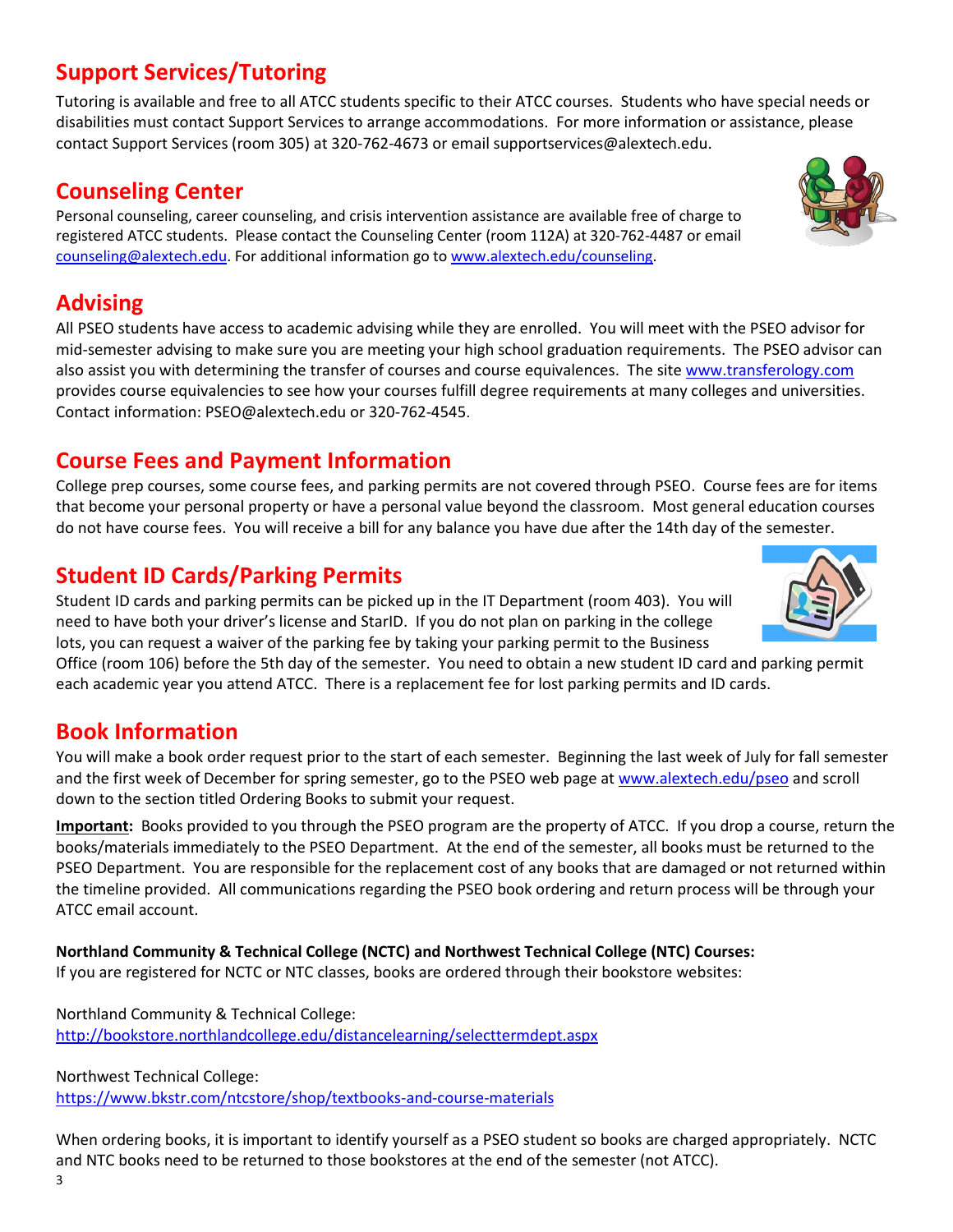## Support Services/Tutoring

Tutoring is available and free to all ATCC students specific to their ATCC courses. Students who have special needs or disabilities must contact Support Services to arrange accommodations. For more information or assistance, please contact Support Services (room 305) at 320-762-4673 or email supportservices@alextech.edu.

## Counseling Center

Personal counseling, career counseling, and crisis intervention assistance are available free of charge to registered ATCC students. Please contact the Counseling Center (room 112A) at 320-762-4487 or email counseling@alextech.edu. For additional information go to www.alextech.edu/counseling.

## Advising

All PSEO students have access to academic advising while they are enrolled. You will meet with the PSEO advisor for mid-semester advising to make sure you are meeting your high school graduation requirements. The PSEO advisor can also assist you with determining the transfer of courses and course equivalences. The site www.transferology.com provides course equivalencies to see how your courses fulfill degree requirements at many colleges and universities. Contact information: PSEO@alextech.edu or 320-762-4545.

## Course Fees and Payment Information

College prep courses, some course fees, and parking permits are not covered through PSEO. Course fees are for items that become your personal property or have a personal value beyond the classroom. Most general education courses do not have course fees. You will receive a bill for any balance you have due after the 14th day of the semester.

## Student ID Cards/Parking Permits

Student ID cards and parking permits can be picked up in the IT Department (room 403). You will need to have both your driver's license and StarID. If you do not plan on parking in the college lots, you can request a waiver of the parking fee by taking your parking permit to the Business Office (room 106) before the 5th day of the semester. You need to obtain a new student ID card and parking permit each academic year you attend ATCC. There is a replacement fee for lost parking permits and ID cards.

## Book Information

You will make a book order request prior to the start of each semester. Beginning the last week of July for fall semester and the first week of December for spring semester, go to the PSEO web page at www.alextech.edu/pseo and scroll down to the section titled Ordering Books to submit your request.

**Important:** Books provided to you through the PSEO program are the property of ATCC. If you drop a course, return the books/materials immediately to the PSEO Department. At the end of the semester, all books must be returned to the PSEO Department. You are responsible for the replacement cost of any books that are damaged or not returned within the timeline provided. All communications regarding the PSEO book ordering and return process will be through your ATCC email account.

**Northland Community & Technical College (NCTC) and Northwest Technical College (NTC) Courses:**
If you are registered for NCTC or NTC classes, books are ordered through their bookstore websites:

Northland Community & Technical College:
http://bookstore.northlandcollege.edu/distancelearning/selecttermdept.aspx

Northwest Technical College:
https://www.bkstr.com/ntcstore/shop/textbooks-and-course-materials

When ordering books, it is important to identify yourself as a PSEO student so books are charged appropriately. NCTC and NTC books need to be returned to those bookstores at the end of the semester (not ATCC).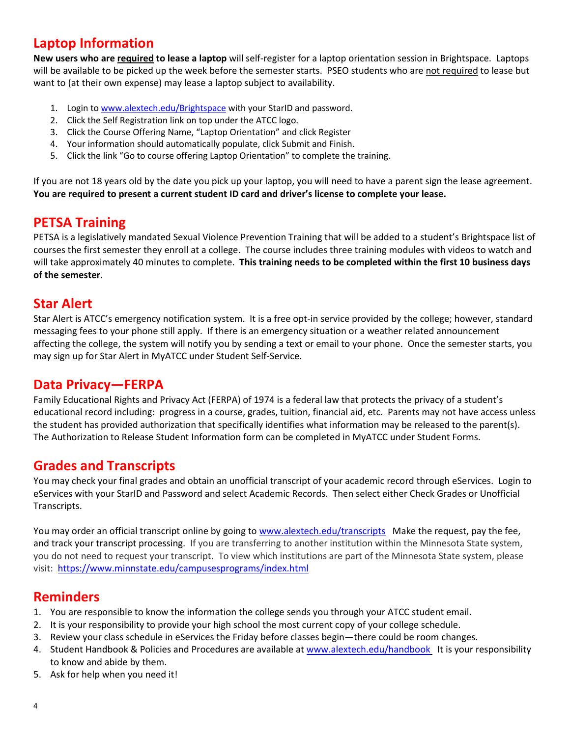## Laptop Information

**New users who are <u>required</u> to lease a laptop** will self-register for a laptop orientation session in Brightspace. Laptops will be available to be picked up the week before the semester starts. PSEO students who are <u>not required</u> to lease but want to (at their own expense) may lease a laptop subject to availability.

1. Login to [www.alextech.edu/Brightspace](www.alextech.edu/Brightspace) with your StarID and password.
2. Click the Self Registration link on top under the ATCC logo.
3. Click the Course Offering Name, "Laptop Orientation" and click Register
4. Your information should automatically populate, click Submit and Finish.
5. Click the link "Go to course offering Laptop Orientation" to complete the training.

If you are not 18 years old by the date you pick up your laptop, you will need to have a parent sign the lease agreement. **You are required to present a current student ID card and driver's license to complete your lease.**

## PETSA Training

PETSA is a legislatively mandated Sexual Violence Prevention Training that will be added to a student's Brightspace list of courses the first semester they enroll at a college. The course includes three training modules with videos to watch and will take approximately 40 minutes to complete. **This training needs to be completed within the first 10 business days of the semester**.

## Star Alert

Star Alert is ATCC's emergency notification system. It is a free opt-in service provided by the college; however, standard messaging fees to your phone still apply. If there is an emergency situation or a weather related announcement affecting the college, the system will notify you by sending a text or email to your phone. Once the semester starts, you may sign up for Star Alert in MyATCC under Student Self-Service.

## Data Privacy—FERPA

Family Educational Rights and Privacy Act (FERPA) of 1974 is a federal law that protects the privacy of a student's educational record including: progress in a course, grades, tuition, financial aid, etc. Parents may not have access unless the student has provided authorization that specifically identifies what information may be released to the parent(s). The Authorization to Release Student Information form can be completed in MyATCC under Student Forms.

## Grades and Transcripts

You may check your final grades and obtain an unofficial transcript of your academic record through eServices. Login to eServices with your StarID and Password and select Academic Records. Then select either Check Grades or Unofficial Transcripts.

You may order an official transcript online by going to [www.alextech.edu/transcripts](www.alextech.edu/transcripts) Make the request, pay the fee, and track your transcript processing. If you are transferring to another institution within the Minnesota State system, you do not need to request your transcript. To view which institutions are part of the Minnesota State system, please visit: [https://www.minnstate.edu/campusesprograms/index.html](https://www.minnstate.edu/campusesprograms/index.html)

## Reminders

1. You are responsible to know the information the college sends you through your ATCC student email.
2. It is your responsibility to provide your high school the most current copy of your college schedule.
3. Review your class schedule in eServices the Friday before classes begin—there could be room changes.
4. Student Handbook & Policies and Procedures are available at [www.alextech.edu/handbook](www.alextech.edu/handbook) It is your responsibility to know and abide by them.
5. Ask for help when you need it!